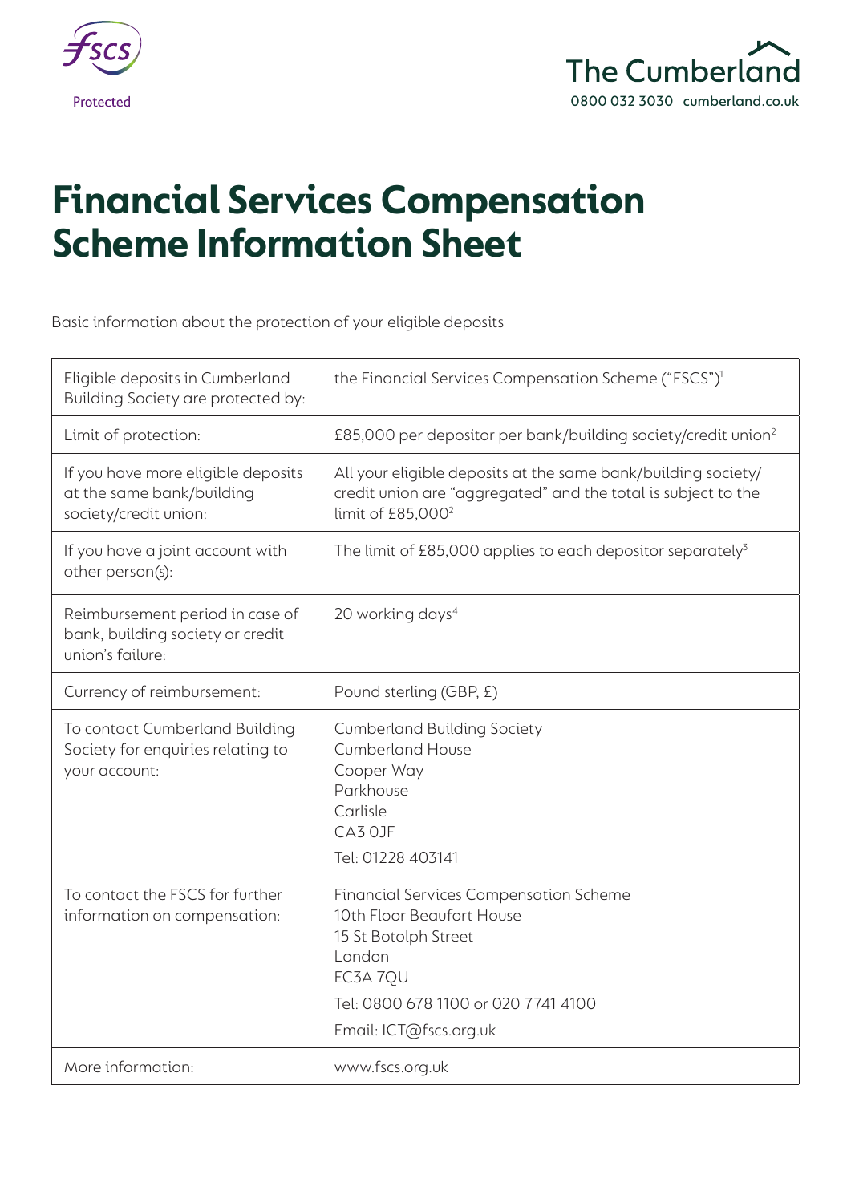FSCS Protected

The Cumberland
0800 032 3030 cumberland.co.uk

# Financial Services Compensation Scheme Information Sheet

Basic information about the protection of your eligible deposits

| | |
|---|---|
| Eligible deposits in Cumberland Building Society are protected by: | the Financial Services Compensation Scheme ("FSCS")[1] |
| Limit of protection: | £85,000 per depositor per bank/building society/credit union[2] |
| If you have more eligible deposits at the same bank/building society/credit union: | All your eligible deposits at the same bank/building society/credit union are "aggregated" and the total is subject to the limit of £85,000[2] |
| If you have a joint account with other person(s): | The limit of £85,000 applies to each depositor separately[3] |
| Reimbursement period in case of bank, building society or credit union's failure: | 20 working days[4] |
| Currency of reimbursement: | Pound sterling (GBP, £) |
| To contact Cumberland Building Society for enquiries relating to your account:<br><br>To contact the FSCS for further information on compensation: | Cumberland Building Society<br>Cumberland House<br>Cooper Way<br>Parkhouse<br>Carlisle<br>CA3 0JF<br>Tel: 01228 403141<br><br>Financial Services Compensation Scheme<br>10th Floor Beaufort House<br>15 St Botolph Street<br>London<br>EC3A 7QU<br>Tel: 0800 678 1100 or 020 7741 4100<br>Email: ICT@fscs.org.uk |
| More information: | www.fscs.org.uk |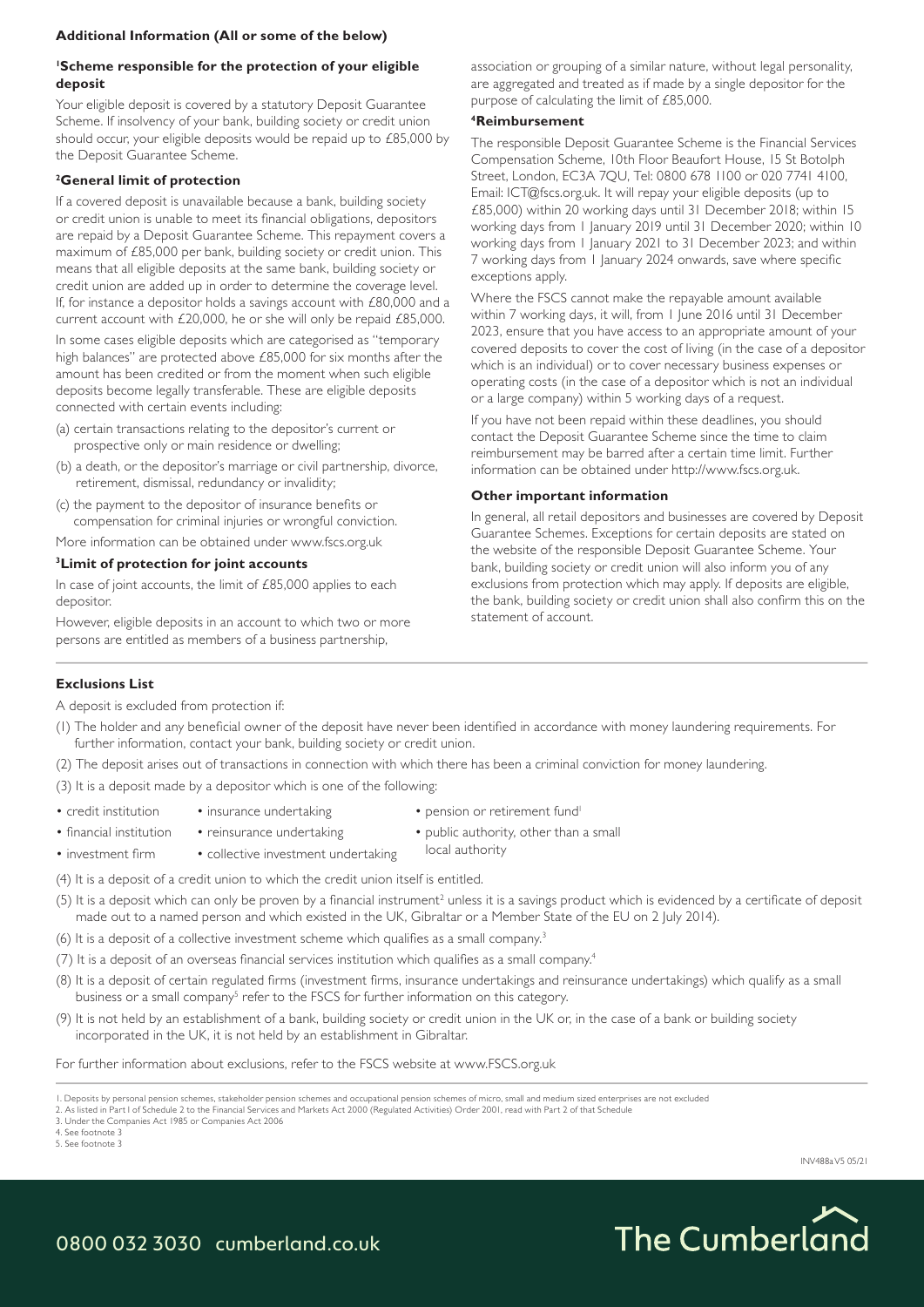**Additional Information (All or some of the below)**

### [1]Scheme responsible for the protection of your eligible deposit

Your eligible deposit is covered by a statutory Deposit Guarantee Scheme. If insolvency of your bank, building society or credit union should occur, your eligible deposits would be repaid up to £85,000 by the Deposit Guarantee Scheme.

### [2]General limit of protection

If a covered deposit is unavailable because a bank, building society or credit union is unable to meet its financial obligations, depositors are repaid by a Deposit Guarantee Scheme. This repayment covers a maximum of £85,000 per bank, building society or credit union. This means that all eligible deposits at the same bank, building society or credit union are added up in order to determine the coverage level. If, for instance a depositor holds a savings account with £80,000 and a current account with £20,000, he or she will only be repaid £85,000.

In some cases eligible deposits which are categorised as "temporary high balances" are protected above £85,000 for six months after the amount has been credited or from the moment when such eligible deposits become legally transferable. These are eligible deposits connected with certain events including:

(a) certain transactions relating to the depositor's current or prospective only or main residence or dwelling;

(b) a death, or the depositor's marriage or civil partnership, divorce, retirement, dismissal, redundancy or invalidity;

(c) the payment to the depositor of insurance benefits or compensation for criminal injuries or wrongful conviction.

More information can be obtained under www.fscs.org.uk

### [3]Limit of protection for joint accounts

In case of joint accounts, the limit of £85,000 applies to each depositor.

However, eligible deposits in an account to which two or more persons are entitled as members of a business partnership, association or grouping of a similar nature, without legal personality, are aggregated and treated as if made by a single depositor for the purpose of calculating the limit of £85,000.

### [4]Reimbursement

The responsible Deposit Guarantee Scheme is the Financial Services Compensation Scheme, 10th Floor Beaufort House, 15 St Botolph Street, London, EC3A 7QU, Tel: 0800 678 1100 or 020 7741 4100, Email: ICT@fscs.org.uk. It will repay your eligible deposits (up to £85,000) within 20 working days until 31 December 2018; within 15 working days from 1 January 2019 until 31 December 2020; within 10 working days from 1 January 2021 to 31 December 2023; and within 7 working days from 1 January 2024 onwards, save where specific exceptions apply.

Where the FSCS cannot make the repayable amount available within 7 working days, it will, from 1 June 2016 until 31 December 2023, ensure that you have access to an appropriate amount of your covered deposits to cover the cost of living (in the case of a depositor which is an individual) or to cover necessary business expenses or operating costs (in the case of a depositor which is not an individual or a large company) within 5 working days of a request.

If you have not been repaid within these deadlines, you should contact the Deposit Guarantee Scheme since the time to claim reimbursement may be barred after a certain time limit. Further information can be obtained under http://www.fscs.org.uk.

### Other important information

In general, all retail depositors and businesses are covered by Deposit Guarantee Schemes. Exceptions for certain deposits are stated on the website of the responsible Deposit Guarantee Scheme. Your bank, building society or credit union will also inform you of any exclusions from protection which may apply. If deposits are eligible, the bank, building society or credit union shall also confirm this on the statement of account.

---

### Exclusions List

A deposit is excluded from protection if:

(1) The holder and any beneficial owner of the deposit have never been identified in accordance with money laundering requirements. For further information, contact your bank, building society or credit union.

(2) The deposit arises out of transactions in connection with which there has been a criminal conviction for money laundering.

(3) It is a deposit made by a depositor which is one of the following:

- credit institution
- financial institution
- investment firm
- insurance undertaking
- reinsurance undertaking
- collective investment undertaking
- pension or retirement fund[1]
- public authority, other than a small local authority

(4) It is a deposit of a credit union to which the credit union itself is entitled.

(5) It is a deposit which can only be proven by a financial instrument[2] unless it is a savings product which is evidenced by a certificate of deposit made out to a named person and which existed in the UK, Gibraltar or a Member State of the EU on 2 July 2014).

(6) It is a deposit of a collective investment scheme which qualifies as a small company.[3]

(7) It is a deposit of an overseas financial services institution which qualifies as a small company.[4]

(8) It is a deposit of certain regulated firms (investment firms, insurance undertakings and reinsurance undertakings) which qualify as a small business or a small company[5] refer to the FSCS for further information on this category.

(9) It is not held by an establishment of a bank, building society or credit union in the UK or, in the case of a bank or building society incorporated in the UK, it is not held by an establishment in Gibraltar.

For further information about exclusions, refer to the FSCS website at www.FSCS.org.uk

---

1. Deposits by personal pension schemes, stakeholder pension schemes and occupational pension schemes of micro, small and medium sized enterprises are not excluded
2. As listed in Part I of Schedule 2 to the Financial Services and Markets Act 2000 (Regulated Activities) Order 2001, read with Part 2 of that Schedule
3. Under the Companies Act 1985 or Companies Act 2006
4. See footnote 3
5. See footnote 3

INV488a V5 05/21

0800 032 3030 cumberland.co.uk

The Cumberland